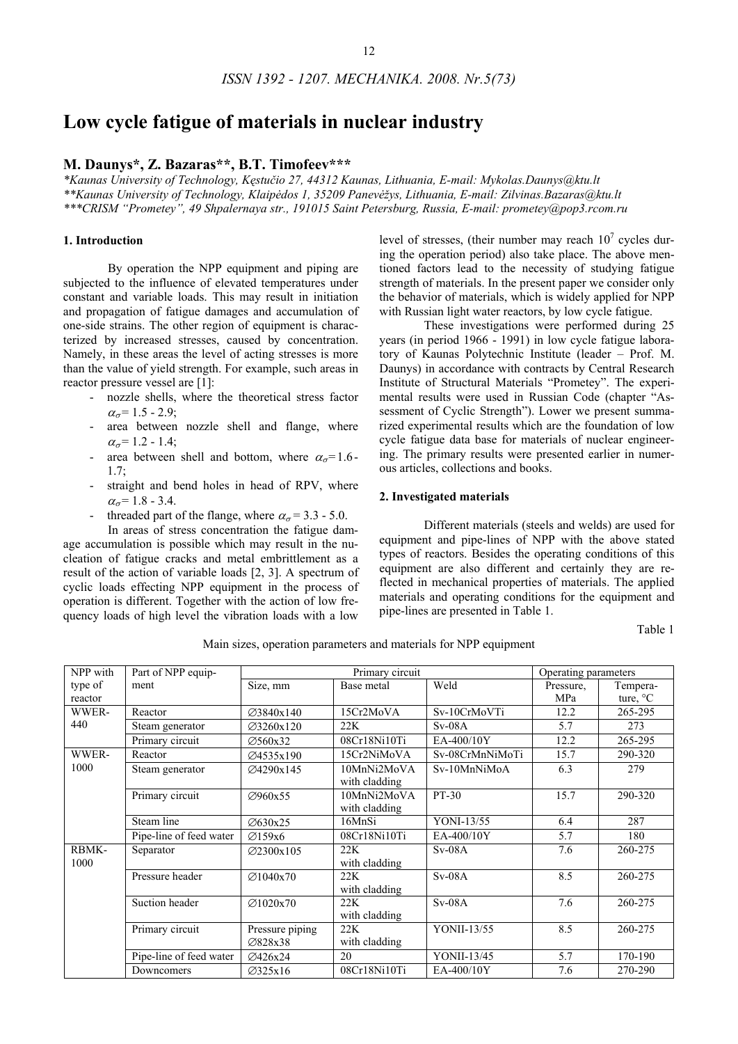# Low cycle fatigue of materials in nuclear industry

## M. Daunys*, Z. Bazaras**, B.T. Timofeev***

*Kaunas University of Technology, Kęstučio 27, 44312 Kaunas, Lithuania, E-mail: Mykolas.Daunys@ktu.lt
**Kaunas University of Technology, Klaipėdos 1, 35209 Panevėžys, Lithuania, E-mail: Zilvinas.Bazaras@ktu.lt
***CRISM "Prometey", 49 Shpalernaya str., 191015 Saint Petersburg, Russia, E-mail: prometey@pop3.rcom.ru

### 1. Introduction

By operation the NPP equipment and piping are subjected to the influence of elevated temperatures under constant and variable loads. This may result in initiation and propagation of fatigue damages and accumulation of one-side strains. The other region of equipment is characterized by increased stresses, caused by concentration. Namely, in these areas the level of acting stresses is more than the value of yield strength. For example, such areas in reactor pressure vessel are [1]:

- nozzle shells, where the theoretical stress factor $\alpha_\sigma$= 1.5 - 2.9;
- area between nozzle shell and flange, where $\alpha_\sigma$= 1.2 - 1.4;
- area between shell and bottom, where $\alpha_\sigma$=1.6-1.7;
- straight and bend holes in head of RPV, where $\alpha_\sigma$= 1.8 - 3.4.
- threaded part of the flange, where $\alpha_\sigma$ = 3.3 - 5.0.

In areas of stress concentration the fatigue damage accumulation is possible which may result in the nucleation of fatigue cracks and metal embrittlement as a result of the action of variable loads [2, 3]. A spectrum of cyclic loads effecting NPP equipment in the process of operation is different. Together with the action of low frequency loads of high level the vibration loads with a low level of stresses, (their number may reach $10^7$ cycles during the operation period) also take place. The above mentioned factors lead to the necessity of studying fatigue strength of materials. In the present paper we consider only the behavior of materials, which is widely applied for NPP with Russian light water reactors, by low cycle fatigue.

These investigations were performed during 25 years (in period 1966 - 1991) in low cycle fatigue laboratory of Kaunas Polytechnic Institute (leader – Prof. M. Daunys) in accordance with contracts by Central Research Institute of Structural Materials "Prometey". The experimental results were used in Russian Code (chapter "Assessment of Cyclic Strength"). Lower we present summarized experimental results which are the foundation of low cycle fatigue data base for materials of nuclear engineering. The primary results were presented earlier in numerous articles, collections and books.

### 2. Investigated materials

Different materials (steels and welds) are used for equipment and pipe-lines of NPP with the above stated types of reactors. Besides the operating conditions of this equipment are also different and certainly they are reflected in mechanical properties of materials. The applied materials and operating conditions for the equipment and pipe-lines are presented in Table 1.

Table 1

Main sizes, operation parameters and materials for NPP equipment

| NPP with type of reactor | Part of NPP equipment | Primary circuit | | | Operating parameters | |
|---|---|---|---|---|---|---|
| | | Size, mm | Base metal | Weld | Pressure, MPa | Temperature, °C |
| WWER-440 | Reactor | ∅3840x140 | 15Cr2MoVA | Sv-10CrMoVTi | 12.2 | 265-295 |
| | Steam generator | ∅3260x120 | 22K | Sv-08A | 5.7 | 273 |
| | Primary circuit | ∅560x32 | 08Cr18Ni10Ti | EA-400/10Y | 12.2 | 265-295 |
| WWER-1000 | Reactor | ∅4535x190 | 15Cr2NiMoVA | Sv-08CrMnNiMoTi | 15.7 | 290-320 |
| | Steam generator | ∅4290x145 | 10MnNi2MoVA with cladding | Sv-10MnNiMoA | 6.3 | 279 |
| | Primary circuit | ∅960x55 | 10MnNi2MoVA with cladding | PT-30 | 15.7 | 290-320 |
| | Steam line | ∅630x25 | 16MnSi | YONI-13/55 | 6.4 | 287 |
| | Pipe-line of feed water | ∅159x6 | 08Cr18Ni10Ti | EA-400/10Y | 5.7 | 180 |
| RBMK-1000 | Separator | ∅2300x105 | 22K with cladding | Sv-08A | 7.6 | 260-275 |
| | Pressure header | ∅1040x70 | 22K with cladding | Sv-08A | 8.5 | 260-275 |
| | Suction header | ∅1020x70 | 22K with cladding | Sv-08A | 7.6 | 260-275 |
| | Primary circuit | Pressure piping ∅828x38 | 22K with cladding | YONII-13/55 | 8.5 | 260-275 |
| | Pipe-line of feed water | ∅426x24 | 20 | YONII-13/45 | 5.7 | 170-190 |
| | Downcomers | ∅325x16 | 08Cr18Ni10Ti | EA-400/10Y | 7.6 | 270-290 |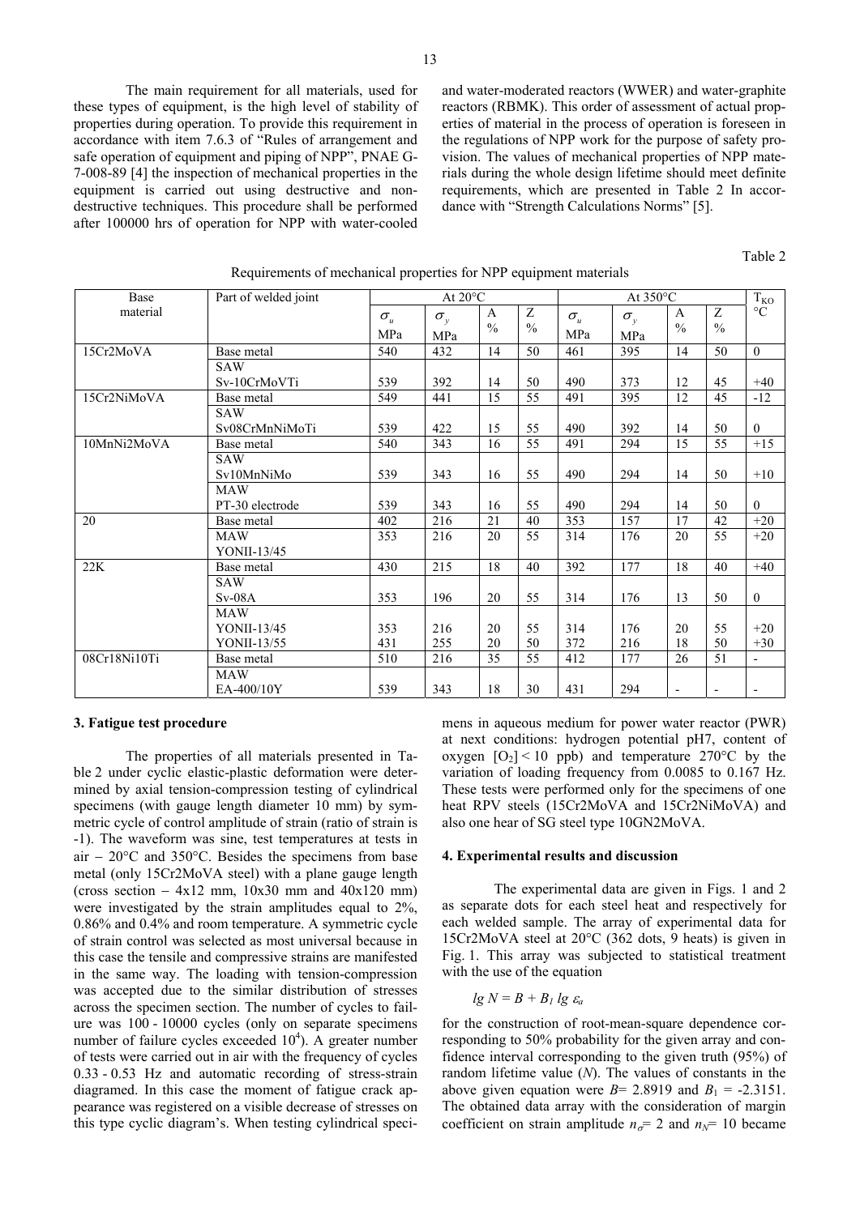The main requirement for all materials, used for these types of equipment, is the high level of stability of properties during operation. To provide this requirement in accordance with item 7.6.3 of "Rules of arrangement and safe operation of equipment and piping of NPP", PNAE G-7-008-89 [4] the inspection of mechanical properties in the equipment is carried out using destructive and non-destructive techniques. This procedure shall be performed after 100000 hrs of operation for NPP with water-cooled and water-moderated reactors (WWER) and water-graphite reactors (RBMK). This order of assessment of actual properties of material in the process of operation is foreseen in the regulations of NPP work for the purpose of safety provision. The values of mechanical properties of NPP materials during the whole design lifetime should meet definite requirements, which are presented in Table 2 In accordance with "Strength Calculations Norms" [5].

Table 2

Requirements of mechanical properties for NPP equipment materials

| Base material | Part of welded joint | At 20°C | | | | At 350°C | | | | $T_{KO}$ °C |
|---|---|---|---|---|---|---|---|---|---|---|
| | | $\sigma_u$ MPa | $\sigma_y$ MPa | A % | Z % | $\sigma_u$ MPa | $\sigma_y$ MPa | A % | Z % | |
| 15Cr2MoVA | Base metal | 540 | 432 | 14 | 50 | 461 | 395 | 14 | 50 | 0 |
| | SAW Sv-10CrMoVTi | 539 | 392 | 14 | 50 | 490 | 373 | 12 | 45 | +40 |
| 15Cr2NiMoVA | Base metal | 549 | 441 | 15 | 55 | 491 | 395 | 12 | 45 | -12 |
| | SAW Sv08CrMnNiMoTi | 539 | 422 | 15 | 55 | 490 | 392 | 14 | 50 | 0 |
| 10MnNi2MoVA | Base metal | 540 | 343 | 16 | 55 | 491 | 294 | 15 | 55 | +15 |
| | SAW Sv10MnNiMo | 539 | 343 | 16 | 55 | 490 | 294 | 14 | 50 | +10 |
| | MAW PT-30 electrode | 539 | 343 | 16 | 55 | 490 | 294 | 14 | 50 | 0 |
| 20 | Base metal | 402 | 216 | 21 | 40 | 353 | 157 | 17 | 42 | +20 |
| | MAW YONII-13/45 | 353 | 216 | 20 | 55 | 314 | 176 | 20 | 55 | +20 |
| 22K | Base metal | 430 | 215 | 18 | 40 | 392 | 177 | 18 | 40 | +40 |
| | SAW Sv-08A | 353 | 196 | 20 | 55 | 314 | 176 | 13 | 50 | 0 |
| | MAW YONII-13/45 | 353 | 216 | 20 | 55 | 314 | 176 | 20 | 55 | +20 |
| | YONII-13/55 | 431 | 255 | 20 | 50 | 372 | 216 | 18 | 50 | +30 |
| 08Cr18Ni10Ti | Base metal | 510 | 216 | 35 | 55 | 412 | 177 | 26 | 51 | - |
| | MAW EA-400/10Y | 539 | 343 | 18 | 30 | 431 | 294 | - | - | - |

## 3. Fatigue test procedure

The properties of all materials presented in Table 2 under cyclic elastic-plastic deformation were determined by axial tension-compression testing of cylindrical specimens (with gauge length diameter 10 mm) by symmetric cycle of control amplitude of strain (ratio of strain is -1). The waveform was sine, test temperatures at tests in air – 20°C and 350°C. Besides the specimens from base metal (only 15Cr2MoVA steel) with a plane gauge length (cross section – 4x12 mm, 10x30 mm and 40x120 mm) were investigated by the strain amplitudes equal to 2%, 0.86% and 0.4% and room temperature. A symmetric cycle of strain control was selected as most universal because in this case the tensile and compressive strains are manifested in the same way. The loading with tension-compression was accepted due to the similar distribution of stresses across the specimen section. The number of cycles to failure was 100 - 10000 cycles (only on separate specimens number of failure cycles exceeded $10^4$). A greater number of tests were carried out in air with the frequency of cycles 0.33 - 0.53 Hz and automatic recording of stress-strain diagramed. In this case the moment of fatigue crack appearance was registered on a visible decrease of stresses on this type cyclic diagram's. When testing cylindrical specimens in aqueous medium for power water reactor (PWR) at next conditions: hydrogen potential pH7, content of oxygen $[O_2] < 10$ ppb) and temperature 270°C by the variation of loading frequency from 0.0085 to 0.167 Hz. These tests were performed only for the specimens of one heat RPV steels (15Cr2MoVA and 15Cr2NiMoVA) and also one hear of SG steel type 10GN2MoVA.

## 4. Experimental results and discussion

The experimental data are given in Figs. 1 and 2 as separate dots for each steel heat and respectively for each welded sample. The array of experimental data for 15Cr2MoVA steel at 20°C (362 dots, 9 heats) is given in Fig. 1. This array was subjected to statistical treatment with the use of the equation

$$lg\, N = B + B_1\, lg\, \varepsilon_a$$

for the construction of root-mean-square dependence corresponding to 50% probability for the given array and confidence interval corresponding to the given truth (95%) of random lifetime value ($N$). The values of constants in the above given equation were $B$= 2.8919 and $B_1$ = -2.3151. The obtained data array with the consideration of margin coefficient on strain amplitude $n_\sigma$= 2 and $n_N$= 10 became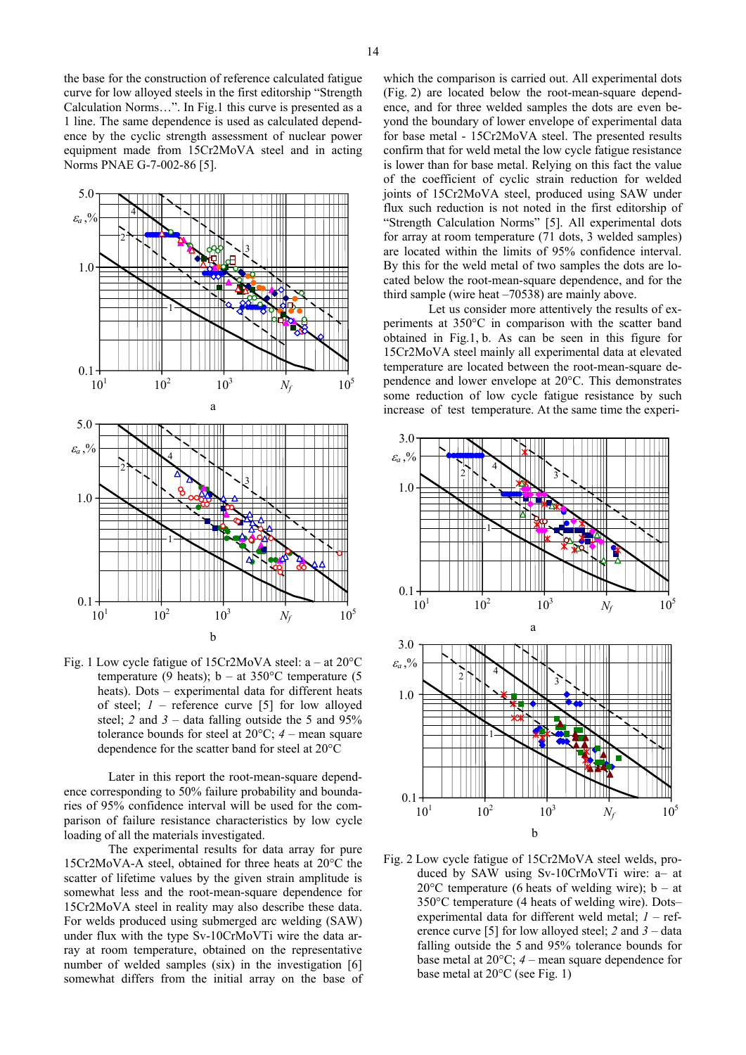the base for the construction of reference calculated fatigue curve for low alloyed steels in the first editorship "Strength Calculation Norms…". In Fig.1 this curve is presented as a 1 line. The same dependence is used as calculated dependence by the cyclic strength assessment of nuclear power equipment made from 15Cr2MoVA steel and in acting Norms PNAE G-7-002-86 [5].

Fig. 1 Low cycle fatigue of 15Cr2MoVA steel: a – at 20°C temperature (9 heats); b – at 350°C temperature (5 heats). Dots – experimental data for different heats of steel; *1* – reference curve [5] for low alloyed steel; *2* and *3* – data falling outside the 5 and 95% tolerance bounds for steel at 20°C; *4* – mean square dependence for the scatter band for steel at 20°C

Later in this report the root-mean-square dependence corresponding to 50% failure probability and boundaries of 95% confidence interval will be used for the comparison of failure resistance characteristics by low cycle loading of all the materials investigated.

The experimental results for data array for pure 15Cr2MoVA-A steel, obtained for three heats at 20°C the scatter of lifetime values by the given strain amplitude is somewhat less and the root-mean-square dependence for 15Cr2MoVA steel in reality may also describe these data. For welds produced using submerged arc welding (SAW) under flux with the type Sv-10CrMoVTi wire the data array at room temperature, obtained on the representative number of welded samples (six) in the investigation [6] somewhat differs from the initial array on the base of which the comparison is carried out. All experimental dots (Fig. 2) are located below the root-mean-square dependence, and for three welded samples the dots are even beyond the boundary of lower envelope of experimental data for base metal - 15Cr2MoVA steel. The presented results confirm that for weld metal the low cycle fatigue resistance is lower than for base metal. Relying on this fact the value of the coefficient of cyclic strain reduction for welded joints of 15Cr2MoVA steel, produced using SAW under flux such reduction is not noted in the first editorship of "Strength Calculation Norms" [5]. All experimental dots for array at room temperature (71 dots, 3 welded samples) are located within the limits of 95% confidence interval. By this for the weld metal of two samples the dots are located below the root-mean-square dependence, and for the third sample (wire heat –70538) are mainly above.

Let us consider more attentively the results of experiments at 350°C in comparison with the scatter band obtained in Fig.1, b. As can be seen in this figure for 15Cr2MoVA steel mainly all experimental data at elevated temperature are located between the root-mean-square dependence and lower envelope at 20°C. This demonstrates some reduction of low cycle fatigue resistance by such increase of test temperature. At the same time the experi-

Fig. 2 Low cycle fatigue of 15Cr2MoVA steel welds, produced by SAW using Sv-10CrMoVTi wire: a– at 20°C temperature (6 heats of welding wire); b – at 350°C temperature (4 heats of welding wire). Dots– experimental data for different weld metal; *1* – reference curve [5] for low alloyed steel; *2* and *3* – data falling outside the 5 and 95% tolerance bounds for base metal at 20°C; *4* – mean square dependence for base metal at 20°C (see Fig. 1)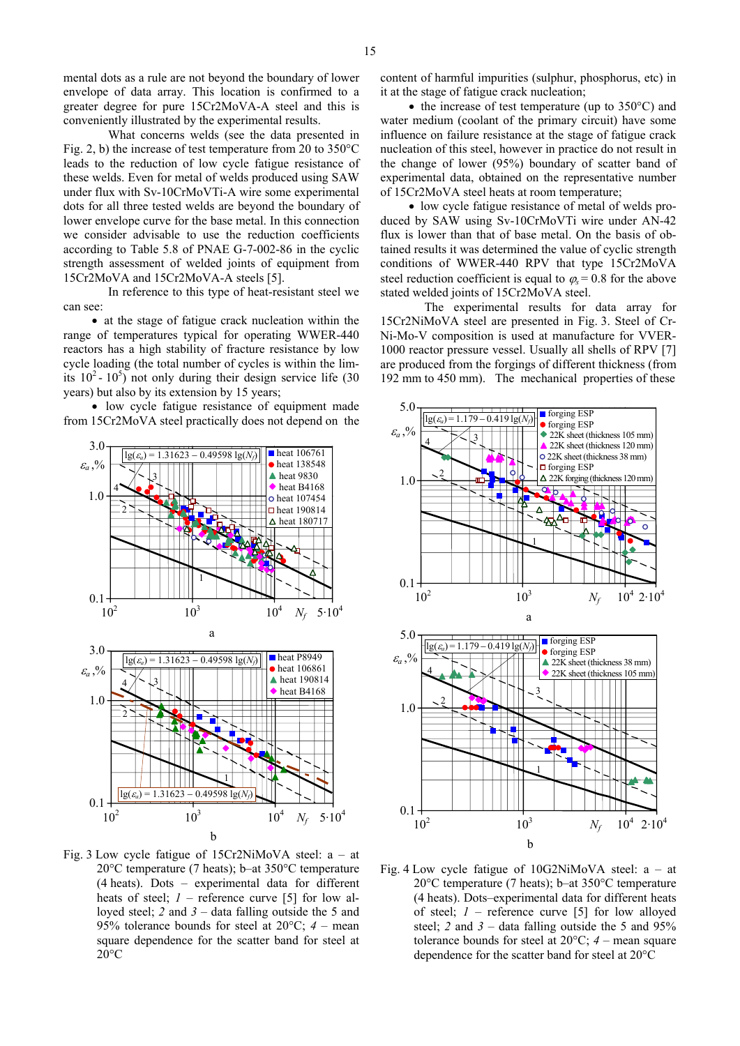mental dots as a rule are not beyond the boundary of lower envelope of data array. This location is confirmed to a greater degree for pure 15Cr2MoVA-A steel and this is conveniently illustrated by the experimental results.

What concerns welds (see the data presented in Fig. 2, b) the increase of test temperature from 20 to 350°C leads to the reduction of low cycle fatigue resistance of these welds. Even for metal of welds produced using SAW under flux with Sv-10CrMoVTi-A wire some experimental dots for all three tested welds are beyond the boundary of lower envelope curve for the base metal. In this connection we consider advisable to use the reduction coefficients according to Table 5.8 of PNAE G-7-002-86 in the cyclic strength assessment of welded joints of equipment from 15Cr2MoVA and 15Cr2MoVA-A steels [5].

In reference to this type of heat-resistant steel we can see:

- at the stage of fatigue crack nucleation within the range of temperatures typical for operating WWER-440 reactors has a high stability of fracture resistance by low cycle loading (the total number of cycles is within the limits $10^2$ - $10^5$) not only during their design service life (30 years) but also by its extension by 15 years;
- low cycle fatigue resistance of equipment made from 15Cr2MoVA steel practically does not depend on the content of harmful impurities (sulphur, phosphorus, etc) in it at the stage of fatigue crack nucleation;
- the increase of test temperature (up to 350°C) and water medium (coolant of the primary circuit) have some influence on failure resistance at the stage of fatigue crack nucleation of this steel, however in practice do not result in the change of lower (95%) boundary of scatter band of experimental data, obtained on the representative number of 15Cr2MoVA steel heats at room temperature;
- low cycle fatigue resistance of metal of welds produced by SAW using Sv-10CrMoVTi wire under AN-42 flux is lower than that of base metal. On the basis of obtained results it was determined the value of cyclic strength conditions of WWER-440 RPV that type 15Cr2MoVA steel reduction coefficient is equal to $\varphi_s = 0.8$ for the above stated welded joints of 15Cr2MoVA steel.

The experimental results for data array for 15Cr2NiMoVA steel are presented in Fig. 3. Steel of Cr-Ni-Mo-V composition is used at manufacture for VVER-1000 reactor pressure vessel. Usually all shells of RPV [7] are produced from the forgings of different thickness (from 192 mm to 450 mm). The mechanical properties of these

Fig. 3 Low cycle fatigue of 15Cr2NiMoVA steel: a – at 20°C temperature (7 heats); b–at 350°C temperature (4 heats). Dots – experimental data for different heats of steel; *1* – reference curve [5] for low alloyed steel; *2* and *3* – data falling outside the 5 and 95% tolerance bounds for steel at 20°C; *4* – mean square dependence for the scatter band for steel at 20°C

Fig. 4 Low cycle fatigue of 10G2NiMoVA steel: a – at 20°C temperature (7 heats); b–at 350°C temperature (4 heats). Dots–experimental data for different heats of steel; *1* – reference curve [5] for low alloyed steel; *2* and *3* – data falling outside the 5 and 95% tolerance bounds for steel at 20°C; *4* – mean square dependence for the scatter band for steel at 20°C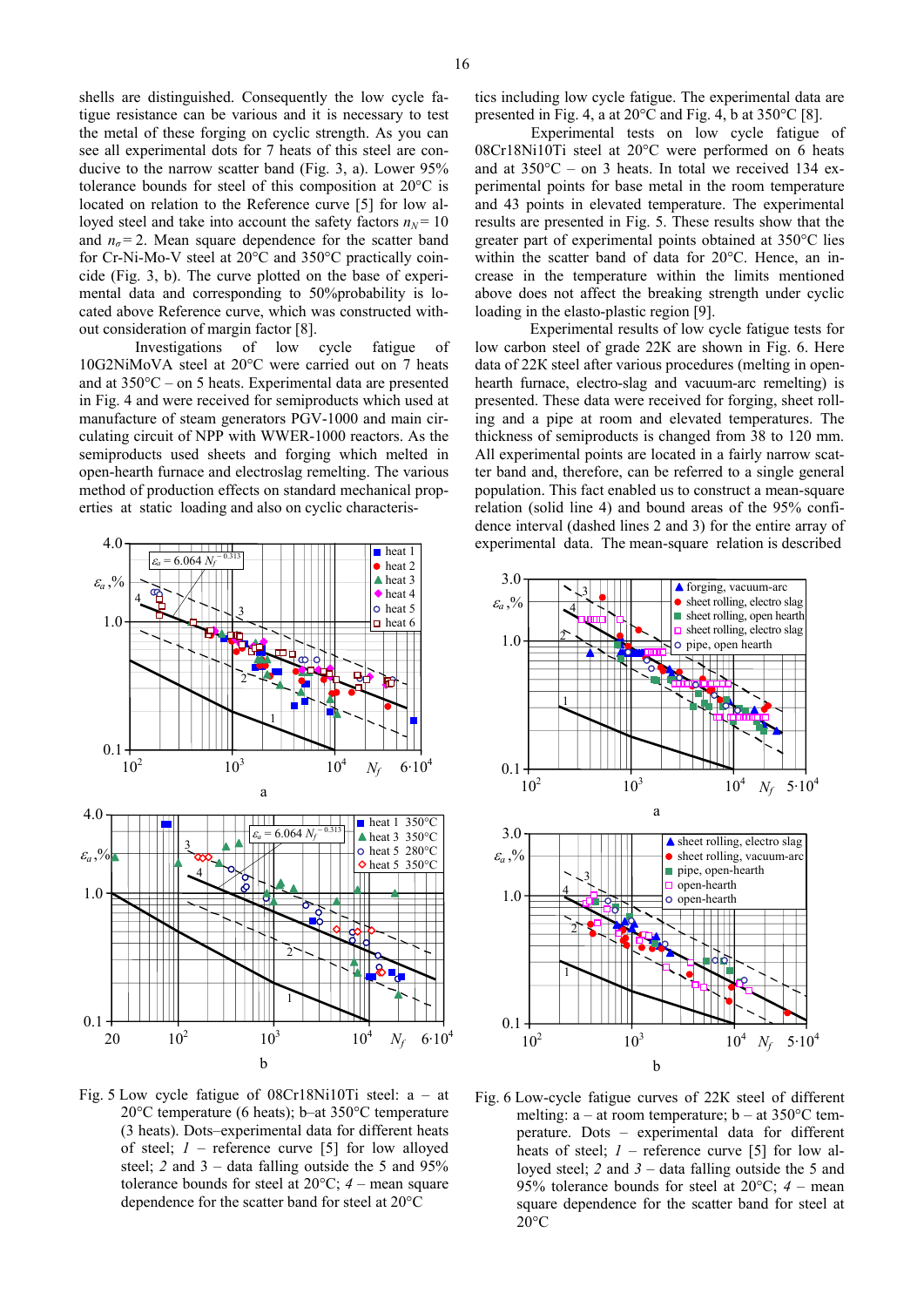shells are distinguished. Consequently the low cycle fatigue resistance can be various and it is necessary to test the metal of these forging on cyclic strength. As you can see all experimental dots for 7 heats of this steel are conducive to the narrow scatter band (Fig. 3, a). Lower 95% tolerance bounds for steel of this composition at 20°C is located on relation to the Reference curve [5] for low alloyed steel and take into account the safety factors $n_N = 10$ and $n_\sigma = 2$. Mean square dependence for the scatter band for Cr-Ni-Mo-V steel at 20°C and 350°C practically coincide (Fig. 3, b). The curve plotted on the base of experimental data and corresponding to 50%probability is located above Reference curve, which was constructed without consideration of margin factor [8].

Investigations of low cycle fatigue of 10G2NiMoVA steel at 20°C were carried out on 7 heats and at 350°C – on 5 heats. Experimental data are presented in Fig. 4 and were received for semiproducts which used at manufacture of steam generators PGV-1000 and main circulating circuit of NPP with WWER-1000 reactors. As the semiproducts used sheets and forging which melted in open-hearth furnace and electroslag remelting. The various method of production effects on standard mechanical properties at static loading and also on cyclic characteristics including low cycle fatigue. The experimental data are presented in Fig. 4, a at 20°C and Fig. 4, b at 350°C [8].

Experimental tests on low cycle fatigue of 08Cr18Ni10Ti steel at 20°C were performed on 6 heats and at 350°C – on 3 heats. In total we received 134 experimental points for base metal in the room temperature and 43 points in elevated temperature. The experimental results are presented in Fig. 5. These results show that the greater part of experimental points obtained at 350°C lies within the scatter band of data for 20°C. Hence, an increase in the temperature within the limits mentioned above does not affect the breaking strength under cyclic loading in the elasto-plastic region [9].

Experimental results of low cycle fatigue tests for low carbon steel of grade 22K are shown in Fig. 6. Here data of 22K steel after various procedures (melting in open-hearth furnace, electro-slag and vacuum-arc remelting) is presented. These data were received for forging, sheet rolling and a pipe at room and elevated temperatures. The thickness of semiproducts is changed from 38 to 120 mm. All experimental points are located in a fairly narrow scatter band and, therefore, can be referred to a single general population. This fact enabled us to construct a mean-square relation (solid line 4) and bound areas of the 95% confidence interval (dashed lines 2 and 3) for the entire array of experimental data. The mean-square relation is described

Fig. 5 Low cycle fatigue of 08Cr18Ni10Ti steel: a – at 20°C temperature (6 heats); b–at 350°C temperature (3 heats). Dots–experimental data for different heats of steel; *1* – reference curve [5] for low alloyed steel; *2* and *3* – data falling outside the 5 and 95% tolerance bounds for steel at 20°C; *4* – mean square dependence for the scatter band for steel at 20°C

Fig. 6 Low-cycle fatigue curves of 22K steel of different melting: a – at room temperature; b – at 350°C temperature. Dots – experimental data for different heats of steel; *1* – reference curve [5] for low alloyed steel; *2* and *3* – data falling outside the 5 and 95% tolerance bounds for steel at 20°C; *4* – mean square dependence for the scatter band for steel at 20°C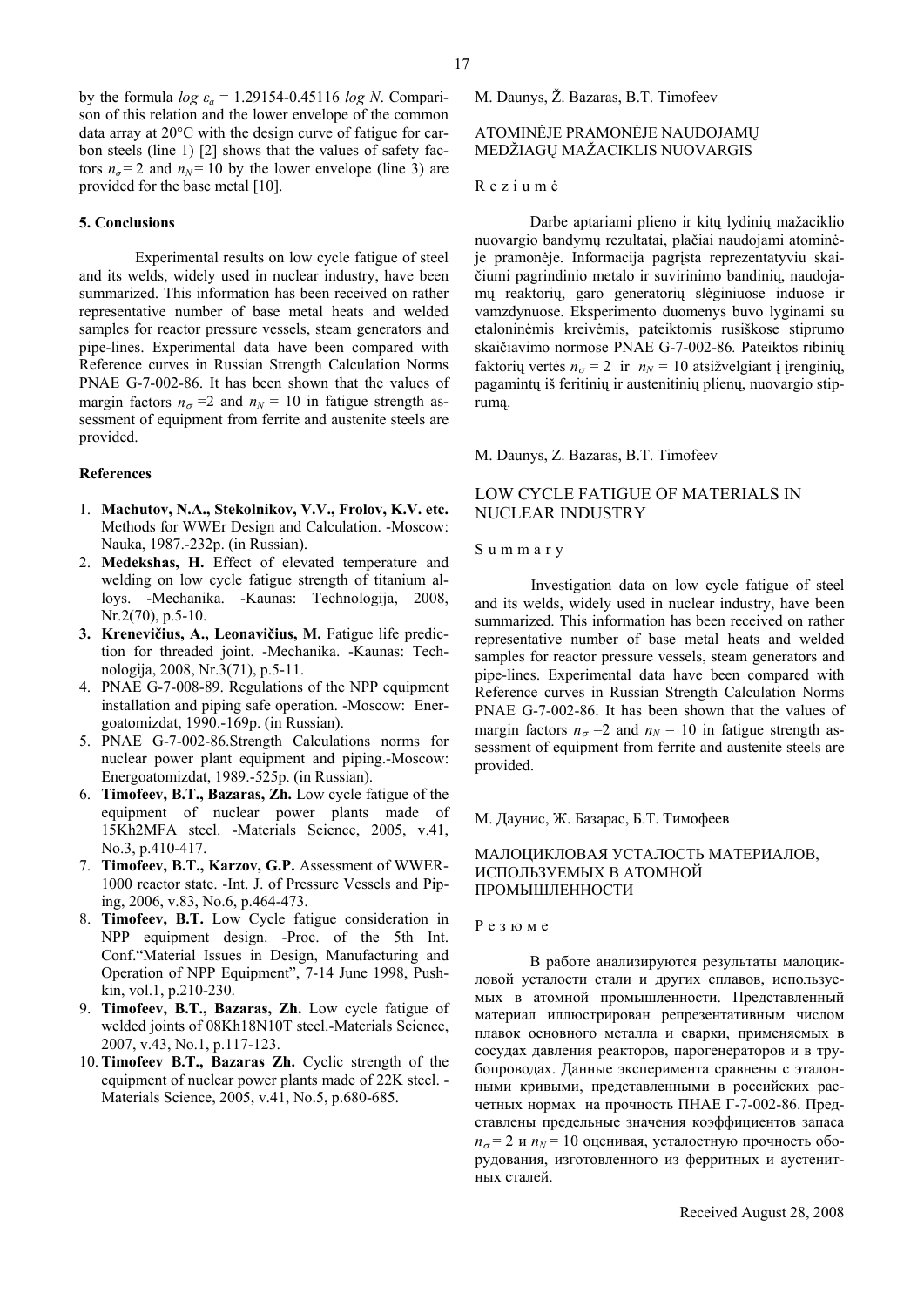by the formula $log\ \varepsilon_a = 1.29154\text{-}0.45116\ log\ N$. Comparison of this relation and the lower envelope of the common data array at 20°C with the design curve of fatigue for carbon steels (line 1) [2] shows that the values of safety factors $n_\sigma = 2$ and $n_N = 10$ by the lower envelope (line 3) are provided for the base metal [10].

## 5. Conclusions

Experimental results on low cycle fatigue of steel and its welds, widely used in nuclear industry, have been summarized. This information has been received on rather representative number of base metal heats and welded samples for reactor pressure vessels, steam generators and pipe-lines. Experimental data have been compared with Reference curves in Russian Strength Calculation Norms PNAE G-7-002-86. It has been shown that the values of margin factors $n_\sigma = 2$ and $n_N = 10$ in fatigue strength assessment of equipment from ferrite and austenite steels are provided.

## References

1. **Machutov, N.A., Stekolnikov, V.V., Frolov, K.V. etc.** Methods for WWEr Design and Calculation. -Moscow: Nauka, 1987.-232p. (in Russian).
2. **Medekshas, H.** Effect of elevated temperature and welding on low cycle fatigue strength of titanium alloys. -Mechanika. -Kaunas: Technologija, 2008, Nr.2(70), p.5-10.
3. **Krenevičius, A., Leonavičius, M.** Fatigue life prediction for threaded joint. -Mechanika. -Kaunas: Technologija, 2008, Nr.3(71), p.5-11.
4. PNAE G-7-008-89. Regulations of the NPP equipment installation and piping safe operation. -Moscow: Energoatomizdat, 1990.-169p. (in Russian).
5. PNAE G-7-002-86.Strength Calculations norms for nuclear power plant equipment and piping.-Moscow: Energoatomizdat, 1989.-525p. (in Russian).
6. **Timofeev, B.T., Bazaras, Zh.** Low cycle fatigue of the equipment of nuclear power plants made of 15Kh2MFA steel. -Materials Science, 2005, v.41, No.3, p.410-417.
7. **Timofeev, B.T., Karzov, G.P.** Assessment of WWER-1000 reactor state. -Int. J. of Pressure Vessels and Piping, 2006, v.83, No.6, p.464-473.
8. **Timofeev, B.T.** Low Cycle fatigue consideration in NPP equipment design. -Proc. of the 5th Int. Conf."Material Issues in Design, Manufacturing and Operation of NPP Equipment", 7-14 June 1998, Pushkin, vol.1, p.210-230.
9. **Timofeev, B.T., Bazaras, Zh.** Low cycle fatigue of welded joints of 08Kh18N10T steel.-Materials Science, 2007, v.43, No.1, p.117-123.
10. **Timofeev B.T., Bazaras Zh.** Cyclic strength of the equipment of nuclear power plants made of 22K steel. -Materials Science, 2005, v.41, No.5, p.680-685.

M. Daunys, Ž. Bazaras, B.T. Timofeev

ATOMINĖJE PRAMONĖJE NAUDOJAMŲ MEDŽIAGŲ MAŽACIKLIS NUOVARGIS

R e z i u m ė

Darbe aptariami plieno ir kitų lydinių mažaciklio nuovargio bandymų rezultatai, plačiai naudojami atominėje pramonėje. Informacija pagrįsta reprezentatyviu skaičiumi pagrindinio metalo ir suvirinimo bandinių, naudojamų reaktorių, garo generatorių slėginiuose induose ir vamzdynuose. Eksperimento duomenys buvo lyginami su etaloninėmis kreivėmis, pateiktomis rusiškose stiprumo skaičiavimo normose PNAE G-7-002-86. Pateiktos ribinių faktorių vertės $n_\sigma = 2$ ir $n_N = 10$ atsižvelgiant į įrenginių, pagamintų iš feritinių ir austenitinių plienų, nuovargio stiprumą.

M. Daunys, Z. Bazaras, B.T. Timofeev

LOW CYCLE FATIGUE OF MATERIALS IN NUCLEAR INDUSTRY

S u m m a r y

Investigation data on low cycle fatigue of steel and its welds, widely used in nuclear industry, have been summarized. This information has been received on rather representative number of base metal heats and welded samples for reactor pressure vessels, steam generators and pipe-lines. Experimental data have been compared with Reference curves in Russian Strength Calculation Norms PNAE G-7-002-86. It has been shown that the values of margin factors $n_\sigma = 2$ and $n_N = 10$ in fatigue strength assessment of equipment from ferrite and austenite steels are provided.

М. Даунис, Ж. Базарас, Б.Т. Тимофеев

МАЛОЦИКЛОВАЯ УСТАЛОСТЬ МАТЕРИАЛОВ, ИСПОЛЬЗУЕМЫХ В АТОМНОЙ ПРОМЫШЛЕННОСТИ

Р е з ю м е

В работе анализируются результаты малоцикловой усталости стали и других сплавов, используемых в атомной промышленности. Представленный материал иллюстрирован репрезентативным числом плавок основного металла и сварки, применяемых в сосудах давления реакторов, парогенераторов и в трубопроводах. Данные эксперимента сравнены с эталонными кривыми, представленными в российских расчетных нормах на прочность ПНАЕ Г-7-002-86. Представлены предельные значения коэффициентов запаса $n_\sigma = 2$ и $n_N = 10$ оценивая, усталостную прочность оборудования, изготовленного из ферритных и аустенитных сталей.

Received August 28, 2008